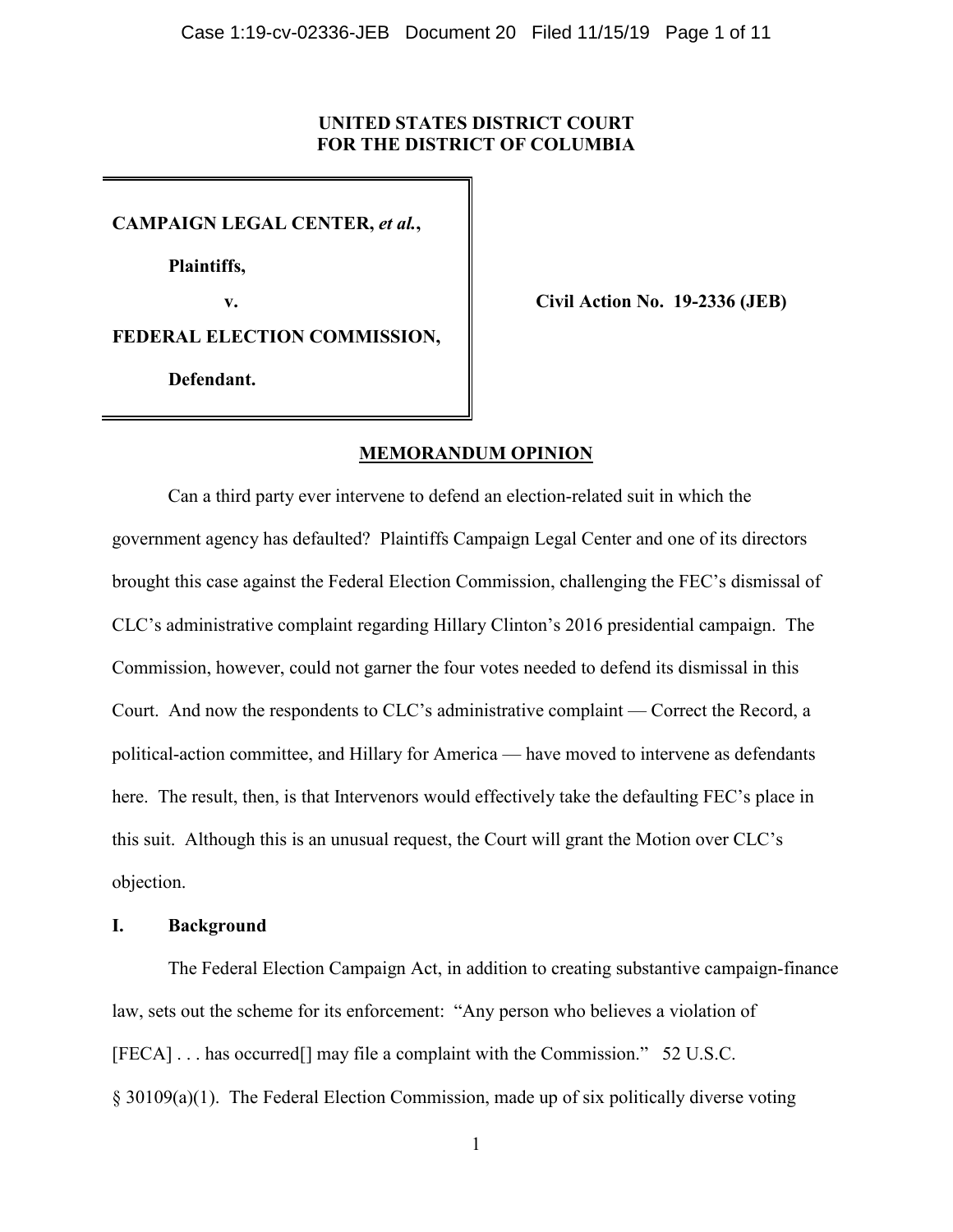UNITED STATES DISTRICT COURT
FOR THE DISTRICT OF COLUMBIA

| | |
|---|---|
| **CAMPAIGN LEGAL CENTER, *et al.*,** <br> **Plaintiffs,** <br> **v.** <br> **FEDERAL ELECTION COMMISSION,** <br> **Defendant.** | **Civil Action No. 19-2336 (JEB)** |

## MEMORANDUM OPINION

Can a third party ever intervene to defend an election-related suit in which the government agency has defaulted? Plaintiffs Campaign Legal Center and one of its directors brought this case against the Federal Election Commission, challenging the FEC's dismissal of CLC's administrative complaint regarding Hillary Clinton's 2016 presidential campaign. The Commission, however, could not garner the four votes needed to defend its dismissal in this Court. And now the respondents to CLC's administrative complaint — Correct the Record, a political-action committee, and Hillary for America — have moved to intervene as defendants here. The result, then, is that Intervenors would effectively take the defaulting FEC's place in this suit. Although this is an unusual request, the Court will grant the Motion over CLC's objection.

### I. Background

The Federal Election Campaign Act, in addition to creating substantive campaign-finance law, sets out the scheme for its enforcement: "Any person who believes a violation of [FECA] . . . has occurred[] may file a complaint with the Commission." 52 U.S.C. § 30109(a)(1). The Federal Election Commission, made up of six politically diverse voting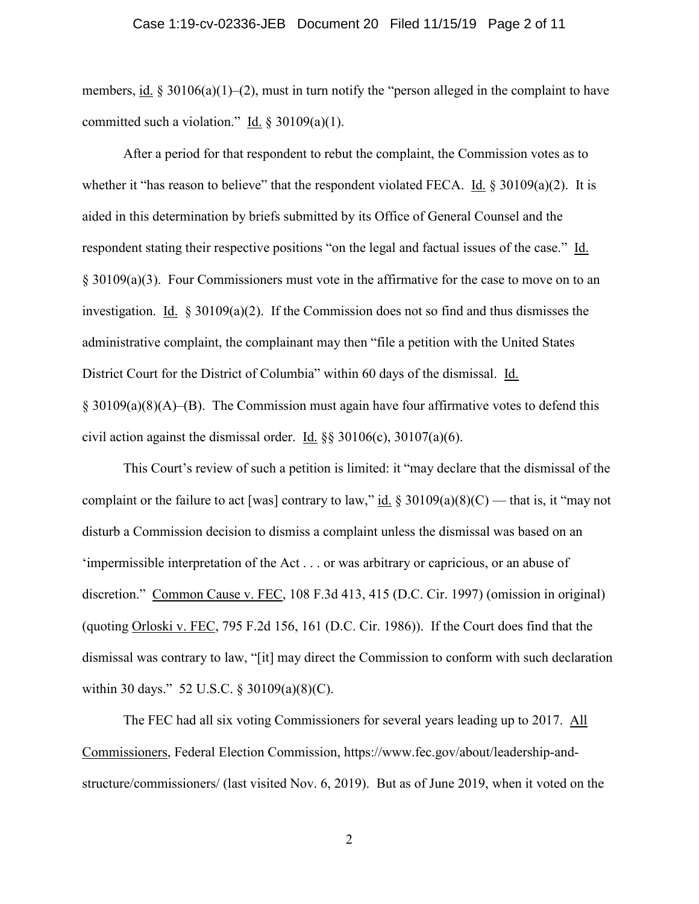members, id. § 30106(a)(1)–(2), must in turn notify the "person alleged in the complaint to have committed such a violation." Id. § 30109(a)(1).

After a period for that respondent to rebut the complaint, the Commission votes as to whether it "has reason to believe" that the respondent violated FECA. Id. § 30109(a)(2). It is aided in this determination by briefs submitted by its Office of General Counsel and the respondent stating their respective positions "on the legal and factual issues of the case." Id. § 30109(a)(3). Four Commissioners must vote in the affirmative for the case to move on to an investigation. Id. § 30109(a)(2). If the Commission does not so find and thus dismisses the administrative complaint, the complainant may then "file a petition with the United States District Court for the District of Columbia" within 60 days of the dismissal. Id. § 30109(a)(8)(A)–(B). The Commission must again have four affirmative votes to defend this civil action against the dismissal order. Id. §§ 30106(c), 30107(a)(6).

This Court's review of such a petition is limited: it "may declare that the dismissal of the complaint or the failure to act [was] contrary to law," id. § 30109(a)(8)(C) — that is, it "may not disturb a Commission decision to dismiss a complaint unless the dismissal was based on an 'impermissible interpretation of the Act . . . or was arbitrary or capricious, or an abuse of discretion." Common Cause v. FEC, 108 F.3d 413, 415 (D.C. Cir. 1997) (omission in original) (quoting Orloski v. FEC, 795 F.2d 156, 161 (D.C. Cir. 1986)). If the Court does find that the dismissal was contrary to law, "[it] may direct the Commission to conform with such declaration within 30 days." 52 U.S.C. § 30109(a)(8)(C).

The FEC had all six voting Commissioners for several years leading up to 2017. All Commissioners, Federal Election Commission, https://www.fec.gov/about/leadership-and-structure/commissioners/ (last visited Nov. 6, 2019). But as of June 2019, when it voted on the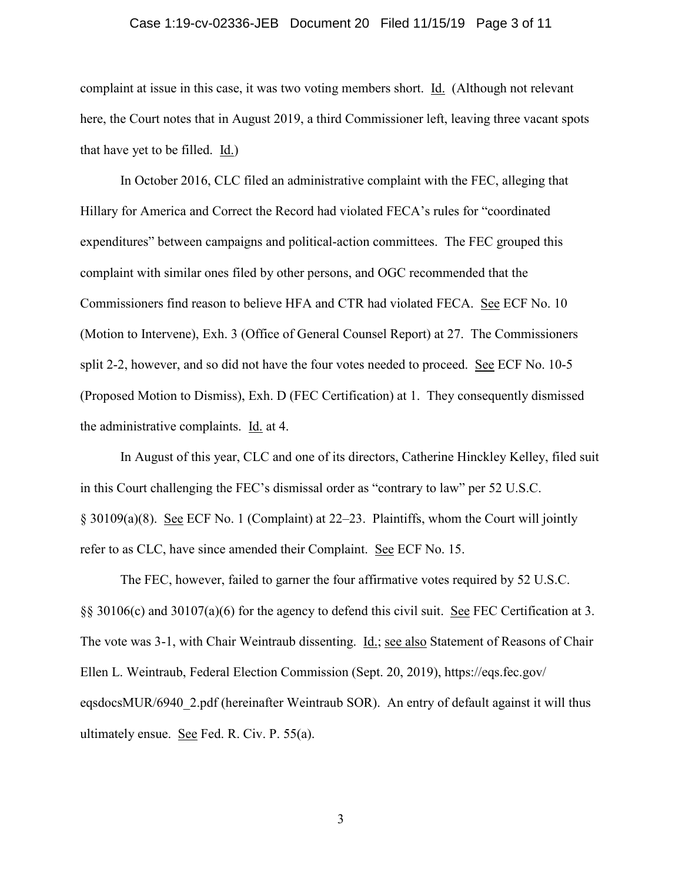complaint at issue in this case, it was two voting members short. Id. (Although not relevant here, the Court notes that in August 2019, a third Commissioner left, leaving three vacant spots that have yet to be filled. Id.)

In October 2016, CLC filed an administrative complaint with the FEC, alleging that Hillary for America and Correct the Record had violated FECA's rules for "coordinated expenditures" between campaigns and political-action committees. The FEC grouped this complaint with similar ones filed by other persons, and OGC recommended that the Commissioners find reason to believe HFA and CTR had violated FECA. See ECF No. 10 (Motion to Intervene), Exh. 3 (Office of General Counsel Report) at 27. The Commissioners split 2-2, however, and so did not have the four votes needed to proceed. See ECF No. 10-5 (Proposed Motion to Dismiss), Exh. D (FEC Certification) at 1. They consequently dismissed the administrative complaints. Id. at 4.

In August of this year, CLC and one of its directors, Catherine Hinckley Kelley, filed suit in this Court challenging the FEC's dismissal order as "contrary to law" per 52 U.S.C. § 30109(a)(8). See ECF No. 1 (Complaint) at 22–23. Plaintiffs, whom the Court will jointly refer to as CLC, have since amended their Complaint. See ECF No. 15.

The FEC, however, failed to garner the four affirmative votes required by 52 U.S.C. §§ 30106(c) and 30107(a)(6) for the agency to defend this civil suit. See FEC Certification at 3. The vote was 3-1, with Chair Weintraub dissenting. Id.; see also Statement of Reasons of Chair Ellen L. Weintraub, Federal Election Commission (Sept. 20, 2019), https://eqs.fec.gov/eqsdocsMUR/6940_2.pdf (hereinafter Weintraub SOR). An entry of default against it will thus ultimately ensue. See Fed. R. Civ. P. 55(a).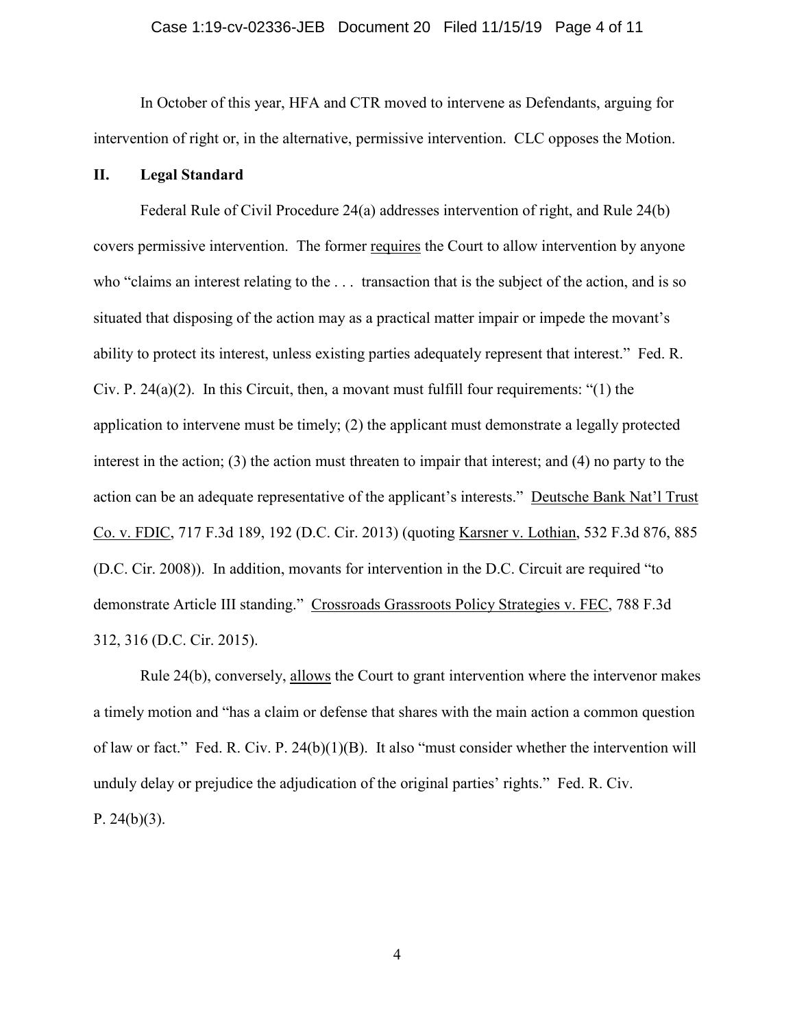In October of this year, HFA and CTR moved to intervene as Defendants, arguing for intervention of right or, in the alternative, permissive intervention. CLC opposes the Motion.

## II. Legal Standard

Federal Rule of Civil Procedure 24(a) addresses intervention of right, and Rule 24(b) covers permissive intervention. The former requires the Court to allow intervention by anyone who "claims an interest relating to the . . . transaction that is the subject of the action, and is so situated that disposing of the action may as a practical matter impair or impede the movant's ability to protect its interest, unless existing parties adequately represent that interest." Fed. R. Civ. P. 24(a)(2). In this Circuit, then, a movant must fulfill four requirements: "(1) the application to intervene must be timely; (2) the applicant must demonstrate a legally protected interest in the action; (3) the action must threaten to impair that interest; and (4) no party to the action can be an adequate representative of the applicant's interests." Deutsche Bank Nat'l Trust Co. v. FDIC, 717 F.3d 189, 192 (D.C. Cir. 2013) (quoting Karsner v. Lothian, 532 F.3d 876, 885 (D.C. Cir. 2008)). In addition, movants for intervention in the D.C. Circuit are required "to demonstrate Article III standing." Crossroads Grassroots Policy Strategies v. FEC, 788 F.3d 312, 316 (D.C. Cir. 2015).

Rule 24(b), conversely, allows the Court to grant intervention where the intervenor makes a timely motion and "has a claim or defense that shares with the main action a common question of law or fact." Fed. R. Civ. P. 24(b)(1)(B). It also "must consider whether the intervention will unduly delay or prejudice the adjudication of the original parties' rights." Fed. R. Civ. P. 24(b)(3).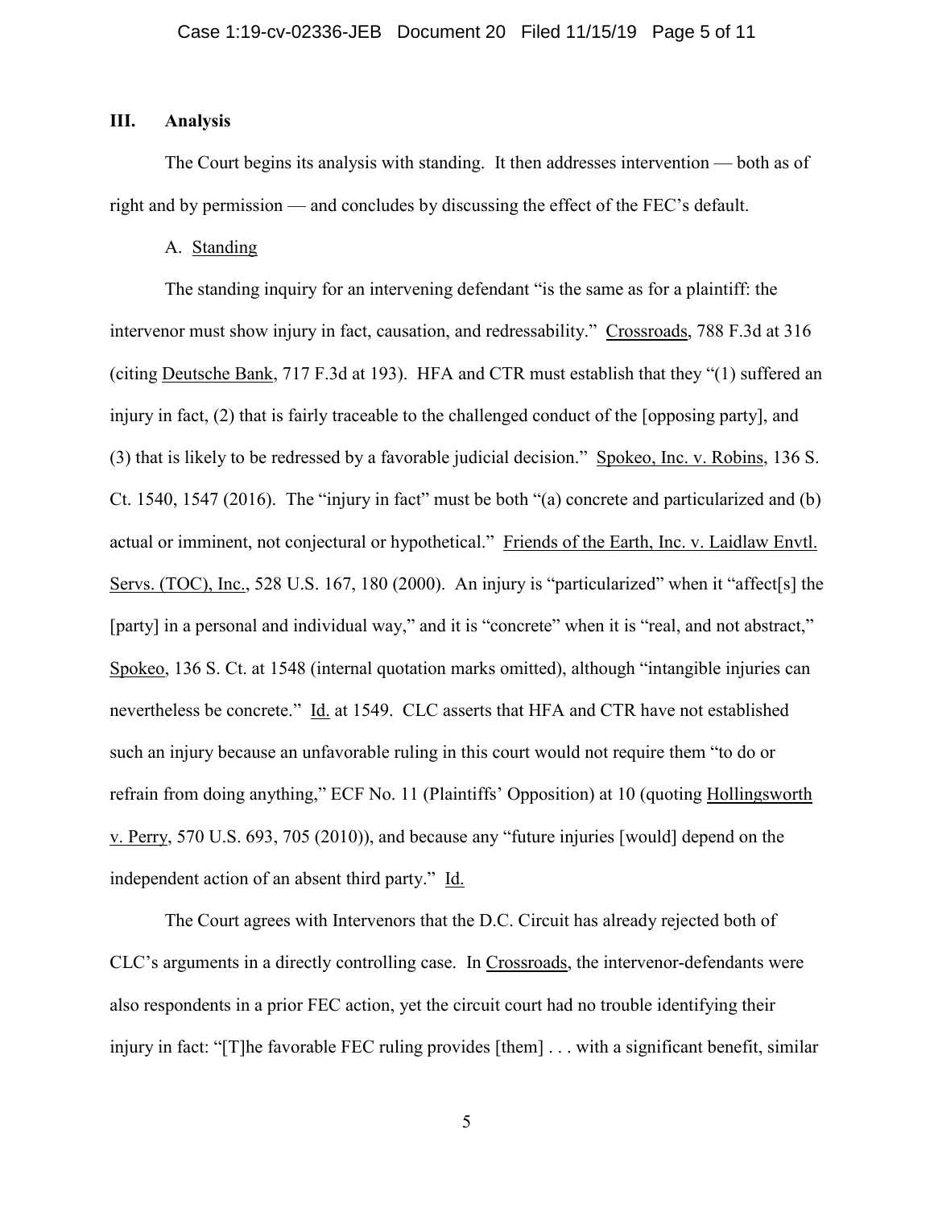## III. Analysis

The Court begins its analysis with standing. It then addresses intervention — both as of right and by permission — and concludes by discussing the effect of the FEC's default.

### A. Standing

The standing inquiry for an intervening defendant "is the same as for a plaintiff: the intervenor must show injury in fact, causation, and redressability." Crossroads, 788 F.3d at 316 (citing Deutsche Bank, 717 F.3d at 193). HFA and CTR must establish that they "(1) suffered an injury in fact, (2) that is fairly traceable to the challenged conduct of the [opposing party], and (3) that is likely to be redressed by a favorable judicial decision." Spokeo, Inc. v. Robins, 136 S. Ct. 1540, 1547 (2016). The "injury in fact" must be both "(a) concrete and particularized and (b) actual or imminent, not conjectural or hypothetical." Friends of the Earth, Inc. v. Laidlaw Envtl. Servs. (TOC), Inc., 528 U.S. 167, 180 (2000). An injury is "particularized" when it "affect[s] the [party] in a personal and individual way," and it is "concrete" when it is "real, and not abstract," Spokeo, 136 S. Ct. at 1548 (internal quotation marks omitted), although "intangible injuries can nevertheless be concrete." Id. at 1549. CLC asserts that HFA and CTR have not established such an injury because an unfavorable ruling in this court would not require them "to do or refrain from doing anything," ECF No. 11 (Plaintiffs' Opposition) at 10 (quoting Hollingsworth v. Perry, 570 U.S. 693, 705 (2010)), and because any "future injuries [would] depend on the independent action of an absent third party." Id.

The Court agrees with Intervenors that the D.C. Circuit has already rejected both of CLC's arguments in a directly controlling case. In Crossroads, the intervenor-defendants were also respondents in a prior FEC action, yet the circuit court had no trouble identifying their injury in fact: "[T]he favorable FEC ruling provides [them] . . . with a significant benefit, similar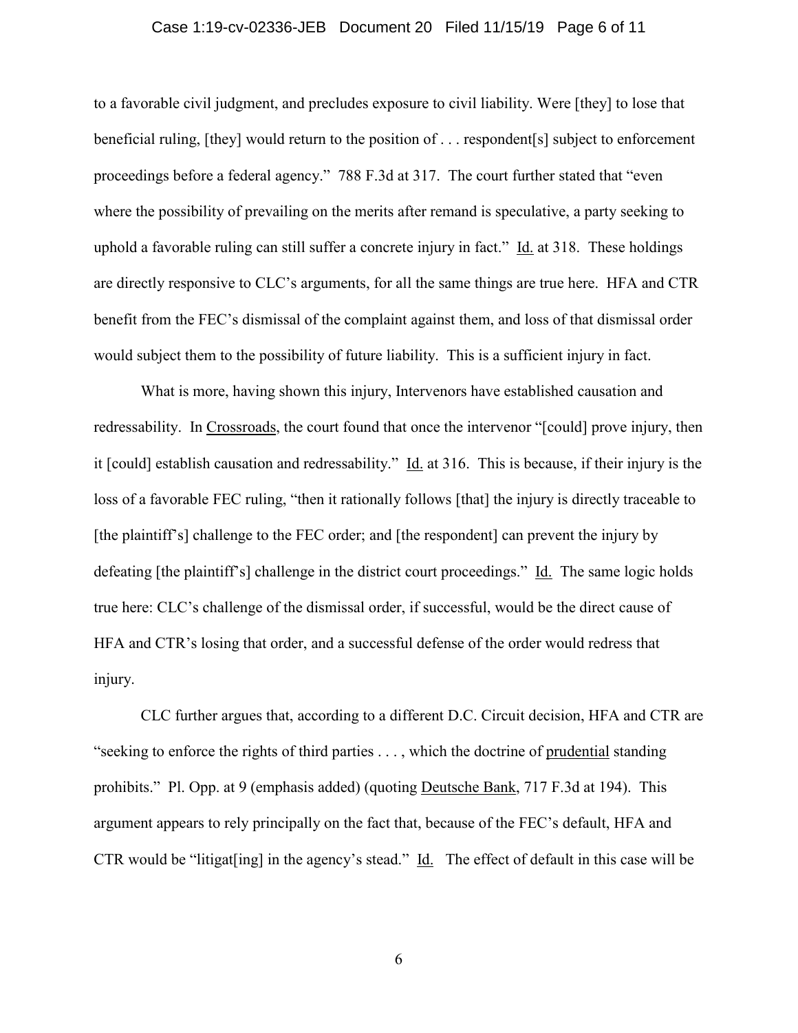to a favorable civil judgment, and precludes exposure to civil liability. Were [they] to lose that beneficial ruling, [they] would return to the position of . . . respondent[s] subject to enforcement proceedings before a federal agency." 788 F.3d at 317. The court further stated that "even where the possibility of prevailing on the merits after remand is speculative, a party seeking to uphold a favorable ruling can still suffer a concrete injury in fact." Id. at 318. These holdings are directly responsive to CLC's arguments, for all the same things are true here. HFA and CTR benefit from the FEC's dismissal of the complaint against them, and loss of that dismissal order would subject them to the possibility of future liability. This is a sufficient injury in fact.

What is more, having shown this injury, Intervenors have established causation and redressability. In Crossroads, the court found that once the intervenor "[could] prove injury, then it [could] establish causation and redressability." Id. at 316. This is because, if their injury is the loss of a favorable FEC ruling, "then it rationally follows [that] the injury is directly traceable to [the plaintiff's] challenge to the FEC order; and [the respondent] can prevent the injury by defeating [the plaintiff's] challenge in the district court proceedings." Id. The same logic holds true here: CLC's challenge of the dismissal order, if successful, would be the direct cause of HFA and CTR's losing that order, and a successful defense of the order would redress that injury.

CLC further argues that, according to a different D.C. Circuit decision, HFA and CTR are "seeking to enforce the rights of third parties . . . , which the doctrine of prudential standing prohibits." Pl. Opp. at 9 (emphasis added) (quoting Deutsche Bank, 717 F.3d at 194). This argument appears to rely principally on the fact that, because of the FEC's default, HFA and CTR would be "litigat[ing] in the agency's stead." Id. The effect of default in this case will be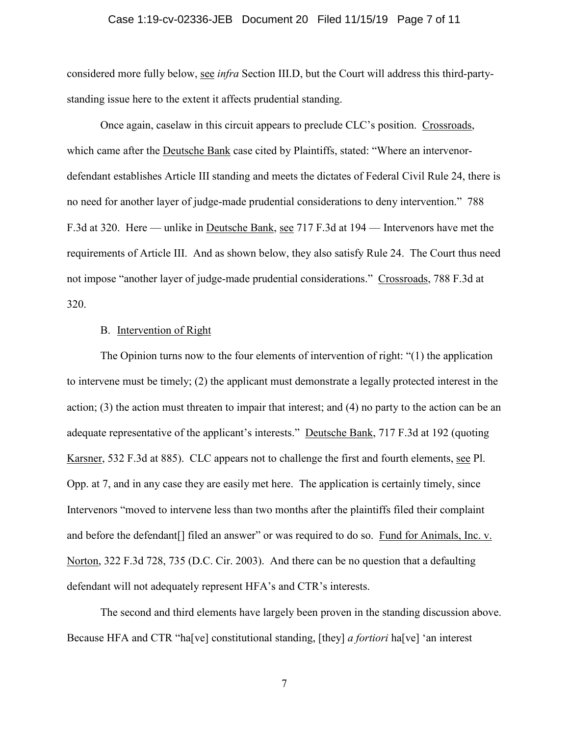considered more fully below, see *infra* Section III.D, but the Court will address this third-party-standing issue here to the extent it affects prudential standing.

Once again, caselaw in this circuit appears to preclude CLC's position. Crossroads, which came after the Deutsche Bank case cited by Plaintiffs, stated: "Where an intervenor-defendant establishes Article III standing and meets the dictates of Federal Civil Rule 24, there is no need for another layer of judge-made prudential considerations to deny intervention." 788 F.3d at 320. Here — unlike in Deutsche Bank, see 717 F.3d at 194 — Intervenors have met the requirements of Article III. And as shown below, they also satisfy Rule 24. The Court thus need not impose "another layer of judge-made prudential considerations." Crossroads, 788 F.3d at 320.

### B. Intervention of Right

The Opinion turns now to the four elements of intervention of right: "(1) the application to intervene must be timely; (2) the applicant must demonstrate a legally protected interest in the action; (3) the action must threaten to impair that interest; and (4) no party to the action can be an adequate representative of the applicant's interests." Deutsche Bank, 717 F.3d at 192 (quoting Karsner, 532 F.3d at 885). CLC appears not to challenge the first and fourth elements, see Pl. Opp. at 7, and in any case they are easily met here. The application is certainly timely, since Intervenors "moved to intervene less than two months after the plaintiffs filed their complaint and before the defendant[] filed an answer" or was required to do so. Fund for Animals, Inc. v. Norton, 322 F.3d 728, 735 (D.C. Cir. 2003). And there can be no question that a defaulting defendant will not adequately represent HFA's and CTR's interests.

The second and third elements have largely been proven in the standing discussion above. Because HFA and CTR "ha[ve] constitutional standing, [they] *a fortiori* ha[ve] 'an interest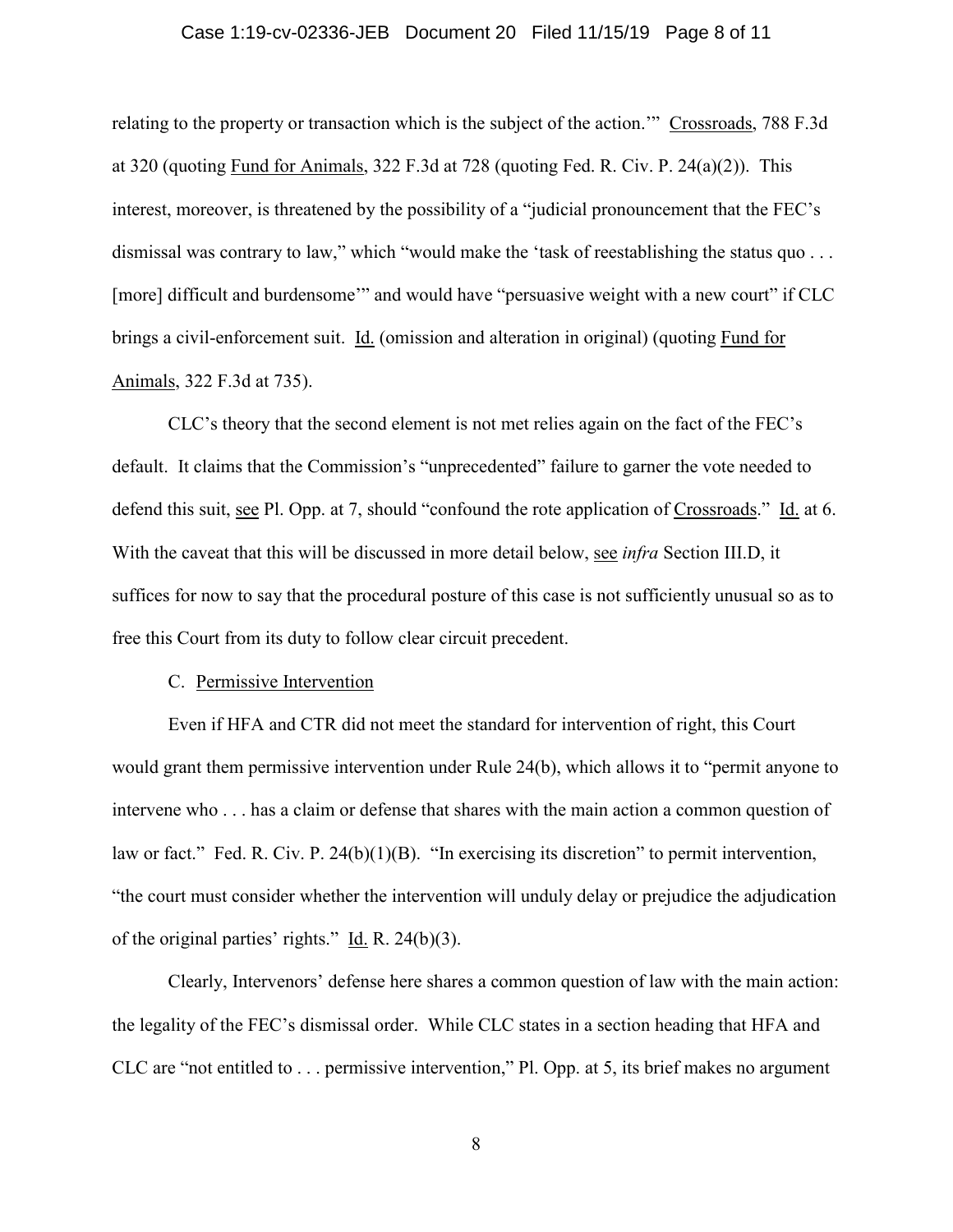relating to the property or transaction which is the subject of the action.'" Crossroads, 788 F.3d at 320 (quoting Fund for Animals, 322 F.3d at 728 (quoting Fed. R. Civ. P. 24(a)(2)). This interest, moreover, is threatened by the possibility of a "judicial pronouncement that the FEC's dismissal was contrary to law," which "would make the 'task of reestablishing the status quo . . . [more] difficult and burdensome'" and would have "persuasive weight with a new court" if CLC brings a civil-enforcement suit. Id. (omission and alteration in original) (quoting Fund for Animals, 322 F.3d at 735).

CLC's theory that the second element is not met relies again on the fact of the FEC's default. It claims that the Commission's "unprecedented" failure to garner the vote needed to defend this suit, see Pl. Opp. at 7, should "confound the rote application of Crossroads." Id. at 6. With the caveat that this will be discussed in more detail below, see *infra* Section III.D, it suffices for now to say that the procedural posture of this case is not sufficiently unusual so as to free this Court from its duty to follow clear circuit precedent.

C. Permissive Intervention

Even if HFA and CTR did not meet the standard for intervention of right, this Court would grant them permissive intervention under Rule 24(b), which allows it to "permit anyone to intervene who . . . has a claim or defense that shares with the main action a common question of law or fact." Fed. R. Civ. P. 24(b)(1)(B). "In exercising its discretion" to permit intervention, "the court must consider whether the intervention will unduly delay or prejudice the adjudication of the original parties' rights." Id. R. 24(b)(3).

Clearly, Intervenors' defense here shares a common question of law with the main action: the legality of the FEC's dismissal order. While CLC states in a section heading that HFA and CLC are "not entitled to . . . permissive intervention," Pl. Opp. at 5, its brief makes no argument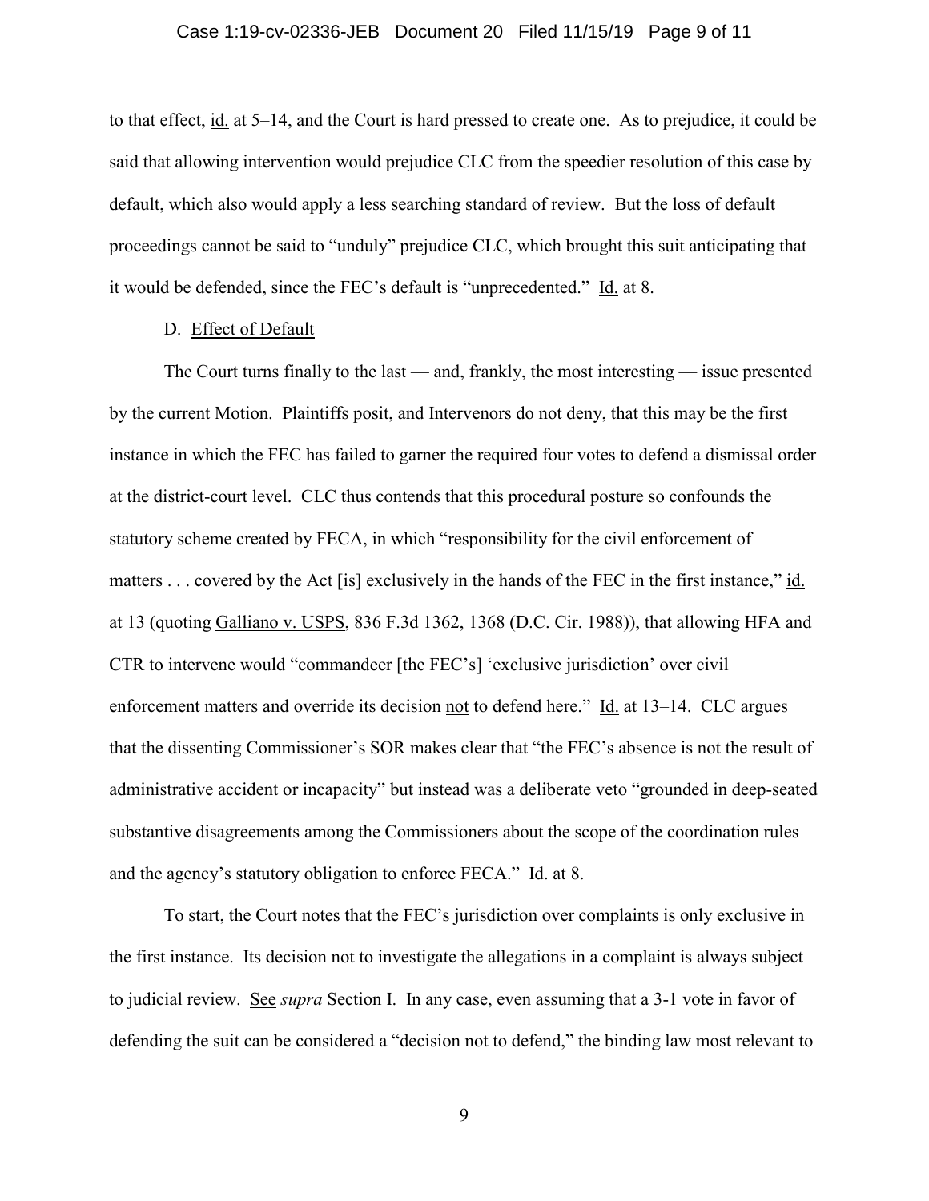to that effect, id. at 5–14, and the Court is hard pressed to create one. As to prejudice, it could be said that allowing intervention would prejudice CLC from the speedier resolution of this case by default, which also would apply a less searching standard of review. But the loss of default proceedings cannot be said to "unduly" prejudice CLC, which brought this suit anticipating that it would be defended, since the FEC's default is "unprecedented." Id. at 8.

D. Effect of Default

The Court turns finally to the last — and, frankly, the most interesting — issue presented by the current Motion. Plaintiffs posit, and Intervenors do not deny, that this may be the first instance in which the FEC has failed to garner the required four votes to defend a dismissal order at the district-court level. CLC thus contends that this procedural posture so confounds the statutory scheme created by FECA, in which "responsibility for the civil enforcement of matters . . . covered by the Act [is] exclusively in the hands of the FEC in the first instance," id. at 13 (quoting Galliano v. USPS, 836 F.3d 1362, 1368 (D.C. Cir. 1988)), that allowing HFA and CTR to intervene would "commandeer [the FEC's] 'exclusive jurisdiction' over civil enforcement matters and override its decision not to defend here." Id. at 13–14. CLC argues that the dissenting Commissioner's SOR makes clear that "the FEC's absence is not the result of administrative accident or incapacity" but instead was a deliberate veto "grounded in deep-seated substantive disagreements among the Commissioners about the scope of the coordination rules and the agency's statutory obligation to enforce FECA." Id. at 8.

To start, the Court notes that the FEC's jurisdiction over complaints is only exclusive in the first instance. Its decision not to investigate the allegations in a complaint is always subject to judicial review. See *supra* Section I. In any case, even assuming that a 3-1 vote in favor of defending the suit can be considered a "decision not to defend," the binding law most relevant to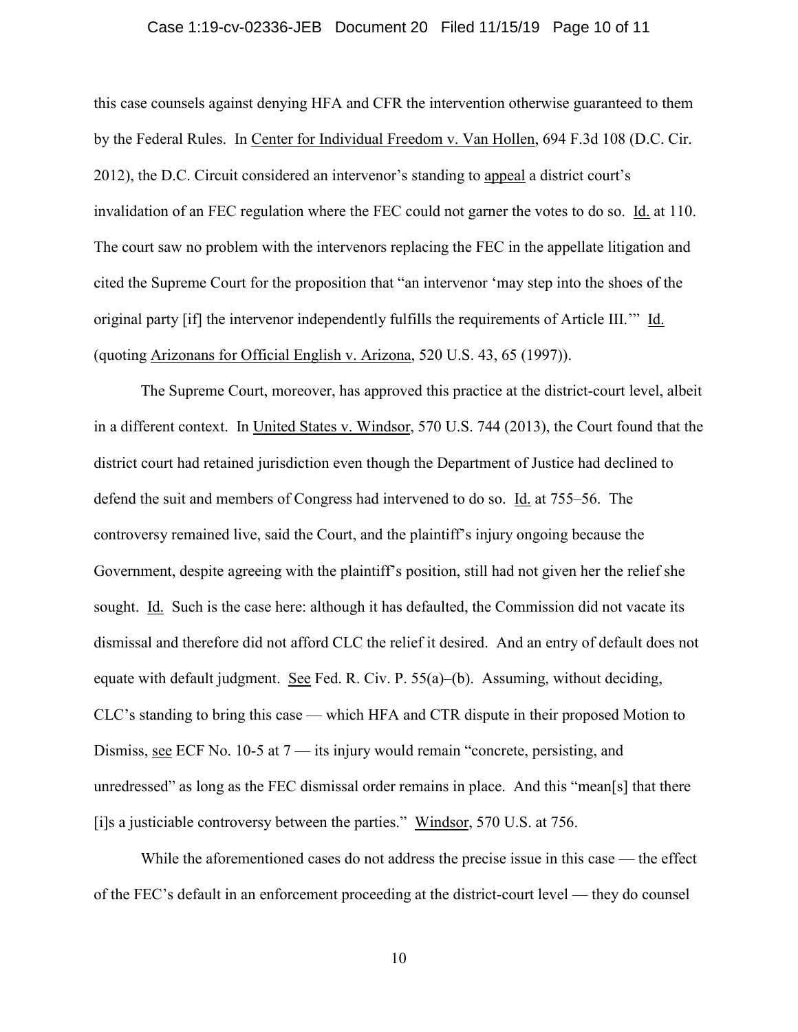this case counsels against denying HFA and CFR the intervention otherwise guaranteed to them by the Federal Rules. In Center for Individual Freedom v. Van Hollen, 694 F.3d 108 (D.C. Cir. 2012), the D.C. Circuit considered an intervenor's standing to appeal a district court's invalidation of an FEC regulation where the FEC could not garner the votes to do so. Id. at 110. The court saw no problem with the intervenors replacing the FEC in the appellate litigation and cited the Supreme Court for the proposition that "an intervenor 'may step into the shoes of the original party [if] the intervenor independently fulfills the requirements of Article III.'" Id. (quoting Arizonans for Official English v. Arizona, 520 U.S. 43, 65 (1997)).

The Supreme Court, moreover, has approved this practice at the district-court level, albeit in a different context. In United States v. Windsor, 570 U.S. 744 (2013), the Court found that the district court had retained jurisdiction even though the Department of Justice had declined to defend the suit and members of Congress had intervened to do so. Id. at 755–56. The controversy remained live, said the Court, and the plaintiff's injury ongoing because the Government, despite agreeing with the plaintiff's position, still had not given her the relief she sought. Id. Such is the case here: although it has defaulted, the Commission did not vacate its dismissal and therefore did not afford CLC the relief it desired. And an entry of default does not equate with default judgment. See Fed. R. Civ. P. 55(a)–(b). Assuming, without deciding, CLC's standing to bring this case — which HFA and CTR dispute in their proposed Motion to Dismiss, see ECF No. 10-5 at 7 — its injury would remain "concrete, persisting, and unredressed" as long as the FEC dismissal order remains in place. And this "mean[s] that there [i]s a justiciable controversy between the parties." Windsor, 570 U.S. at 756.

While the aforementioned cases do not address the precise issue in this case — the effect of the FEC's default in an enforcement proceeding at the district-court level — they do counsel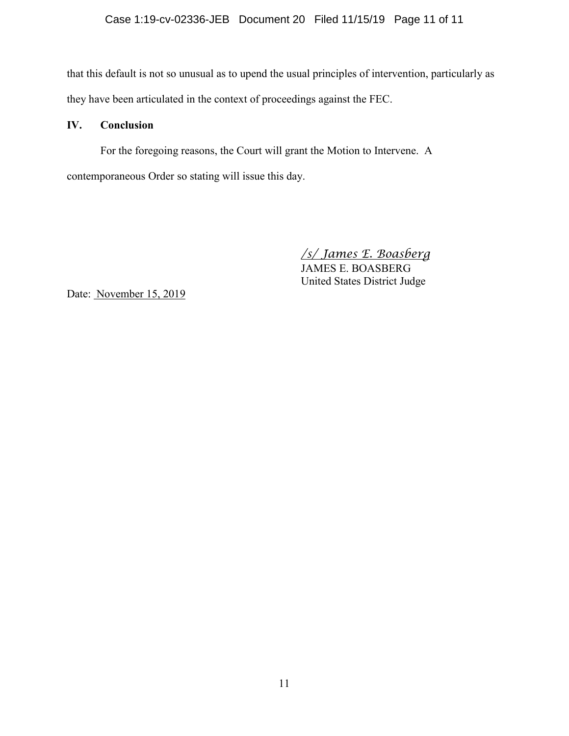that this default is not so unusual as to upend the usual principles of intervention, particularly as they have been articulated in the context of proceedings against the FEC.

## IV. Conclusion

For the foregoing reasons, the Court will grant the Motion to Intervene. A contemporaneous Order so stating will issue this day.

*/s/ James E. Boasberg*
JAMES E. BOASBERG
United States District Judge

Date: November 15, 2019